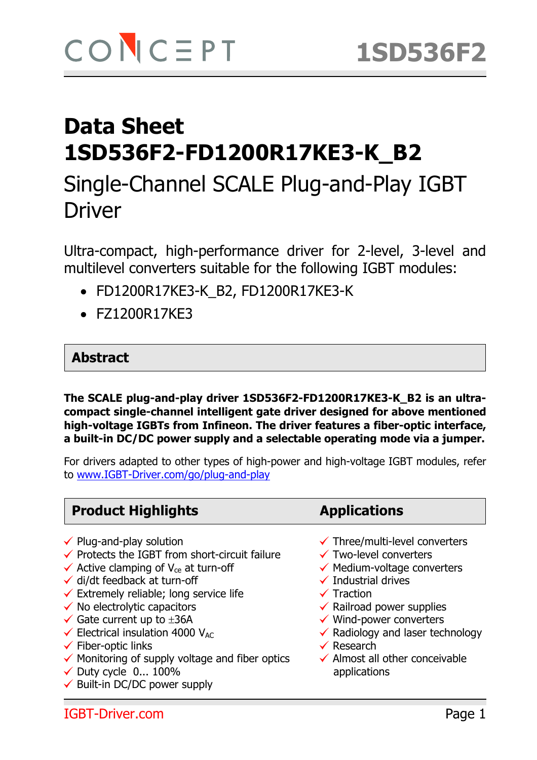# Data Sheet 1SD536F2-FD1200R17KE3-K_B2

## Single-Channel SCALE Plug-and-Play IGBT Driver

Ultra-compact, high-performance driver for 2-level, 3-level and multilevel converters suitable for the following IGBT modules:

- FD1200R17KE3-K_B2, FD1200R17KE3-K
- FZ1200R17KE3

## Abstract

**The SCALE plug-and-play driver 1SD536F2-FD1200R17KE3-K_B2 is an ultra-compact single-channel intelligent gate driver designed for above mentioned high-voltage IGBTs from Infineon. The driver features a fiber-optic interface, a built-in DC/DC power supply and a selectable operating mode via a jumper.**

For drivers adapted to other types of high-power and high-voltage IGBT modules, refer to www.IGBT-Driver.com/go/plug-and-play

## Product Highlights

- ✓ Plug-and-play solution
- ✓ Protects the IGBT from short-circuit failure
- ✓ Active clamping of $V_{ce}$ at turn-off
- ✓ di/dt feedback at turn-off
- ✓ Extremely reliable; long service life
- ✓ No electrolytic capacitors
- ✓ Gate current up to ±36A
- ✓ Electrical insulation 4000 $V_{AC}$
- ✓ Fiber-optic links
- ✓ Monitoring of supply voltage and fiber optics
- ✓ Duty cycle 0... 100%
- ✓ Built-in DC/DC power supply

## Applications

- ✓ Three/multi-level converters
- ✓ Two-level converters
- ✓ Medium-voltage converters
- ✓ Industrial drives
- ✓ Traction
- ✓ Railroad power supplies
- ✓ Wind-power converters
- ✓ Radiology and laser technology
- ✓ Research
- ✓ Almost all other conceivable applications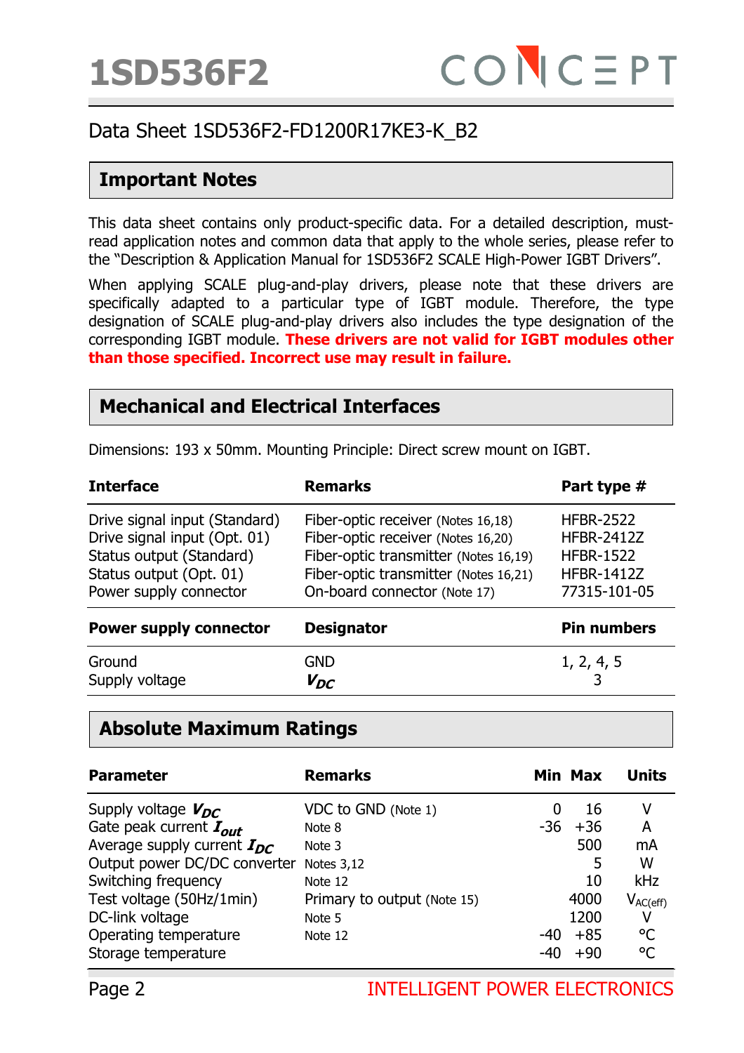# 1SD536F2

Data Sheet 1SD536F2-FD1200R17KE3-K_B2

## Important Notes

This data sheet contains only product-specific data. For a detailed description, must-read application notes and common data that apply to the whole series, please refer to the "Description & Application Manual for 1SD536F2 SCALE High-Power IGBT Drivers".

When applying SCALE plug-and-play drivers, please note that these drivers are specifically adapted to a particular type of IGBT module. Therefore, the type designation of SCALE plug-and-play drivers also includes the type designation of the corresponding IGBT module. **These drivers are not valid for IGBT modules other than those specified. Incorrect use may result in failure.**

## Mechanical and Electrical Interfaces

Dimensions: 193 x 50mm. Mounting Principle: Direct screw mount on IGBT.

| Interface | Remarks | Part type # |
|---|---|---|
| Drive signal input (Standard) | Fiber-optic receiver (Notes 16,18) | HFBR-2522 |
| Drive signal input (Opt. 01) | Fiber-optic receiver (Notes 16,20) | HFBR-2412Z |
| Status output (Standard) | Fiber-optic transmitter (Notes 16,19) | HFBR-1522 |
| Status output (Opt. 01) | Fiber-optic transmitter (Notes 16,21) | HFBR-1412Z |
| Power supply connector | On-board connector (Note 17) | 77315-101-05 |

| Power supply connector | Designator | Pin numbers |
|---|---|---|
| Ground | GND | 1, 2, 4, 5 |
| Supply voltage | $V_{DC}$ | 3 |

## Absolute Maximum Ratings

| Parameter | Remarks | Min | Max | Units |
|---|---|---|---|---|
| Supply voltage $V_{DC}$ | VDC to GND (Note 1) | 0 | 16 | V |
| Gate peak current $I_{out}$ | Note 8 | -36 | +36 | A |
| Average supply current $I_{DC}$ | Note 3 | | 500 | mA |
| Output power DC/DC converter | Notes 3,12 | | 5 | W |
| Switching frequency | Note 12 | | 10 | kHz |
| Test voltage (50Hz/1min) | Primary to output (Note 15) | | 4000 | $V_{AC(eff)}$ |
| DC-link voltage | Note 5 | | 1200 | V |
| Operating temperature | Note 12 | -40 | +85 | °C |
| Storage temperature | | -40 | +90 | °C |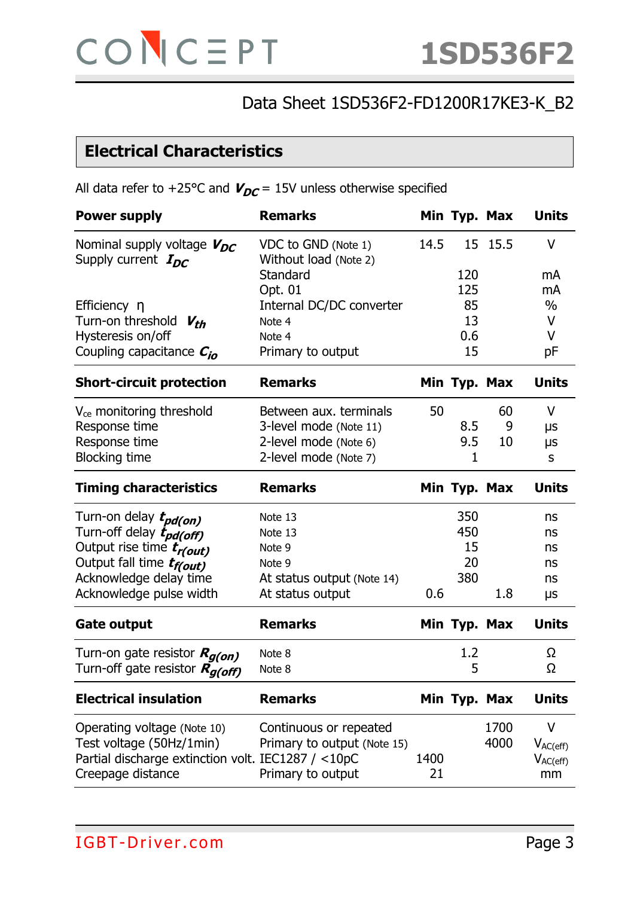Data Sheet 1SD536F2-FD1200R17KE3-K_B2

## Electrical Characteristics

All data refer to +25°C and $V_{DC}$ = 15V unless otherwise specified

| **Power supply** | **Remarks** | **Min** | **Typ.** | **Max** | **Units** |
|---|---|---|---|---|---|
| Nominal supply voltage $V_{DC}$ | VDC to GND (Note 1) | 14.5 | 15 | 15.5 | V |
| Supply current $I_{DC}$ | Without load (Note 2) | | | | |
| | Standard | | 120 | | mA |
| | Opt. 01 | | 125 | | mA |
| Efficiency η | Internal DC/DC converter | | 85 | | % |
| Turn-on threshold $V_{th}$ | Note 4 | | 13 | | V |
| Hysteresis on/off | Note 4 | | 0.6 | | V |
| Coupling capacitance $C_{io}$ | Primary to output | | 15 | | pF |

| **Short-circuit protection** | **Remarks** | **Min** | **Typ.** | **Max** | **Units** |
|---|---|---|---|---|---|
| $V_{ce}$ monitoring threshold | Between aux. terminals | 50 | | 60 | V |
| Response time | 3-level mode (Note 11) | | 8.5 | 9 | µs |
| Response time | 2-level mode (Note 6) | | 9.5 | 10 | µs |
| Blocking time | 2-level mode (Note 7) | | 1 | | s |

| **Timing characteristics** | **Remarks** | **Min** | **Typ.** | **Max** | **Units** |
|---|---|---|---|---|---|
| Turn-on delay $t_{pd(on)}$ | Note 13 | | 350 | | ns |
| Turn-off delay $t_{pd(off)}$ | Note 13 | | 450 | | ns |
| Output rise time $t_{r(out)}$ | Note 9 | | 15 | | ns |
| Output fall time $t_{f(out)}$ | Note 9 | | 20 | | ns |
| Acknowledge delay time | At status output (Note 14) | | 380 | | ns |
| Acknowledge pulse width | At status output | 0.6 | | 1.8 | µs |

| **Gate output** | **Remarks** | **Min** | **Typ.** | **Max** | **Units** |
|---|---|---|---|---|---|
| Turn-on gate resistor $R_{g(on)}$ | Note 8 | | 1.2 | | Ω |
| Turn-off gate resistor $R_{g(off)}$ | Note 8 | | 5 | | Ω |

| **Electrical insulation** | **Remarks** | **Min** | **Typ.** | **Max** | **Units** |
|---|---|---|---|---|---|
| Operating voltage (Note 10) | Continuous or repeated | | | 1700 | V |
| Test voltage (50Hz/1min) | Primary to output (Note 15) | | | 4000 | $V_{AC(eff)}$ |
| Partial discharge extinction volt. | IEC1287 / <10pC | 1400 | | | $V_{AC(eff)}$ |
| Creepage distance | Primary to output | 21 | | | mm |

IGBT-Driver.com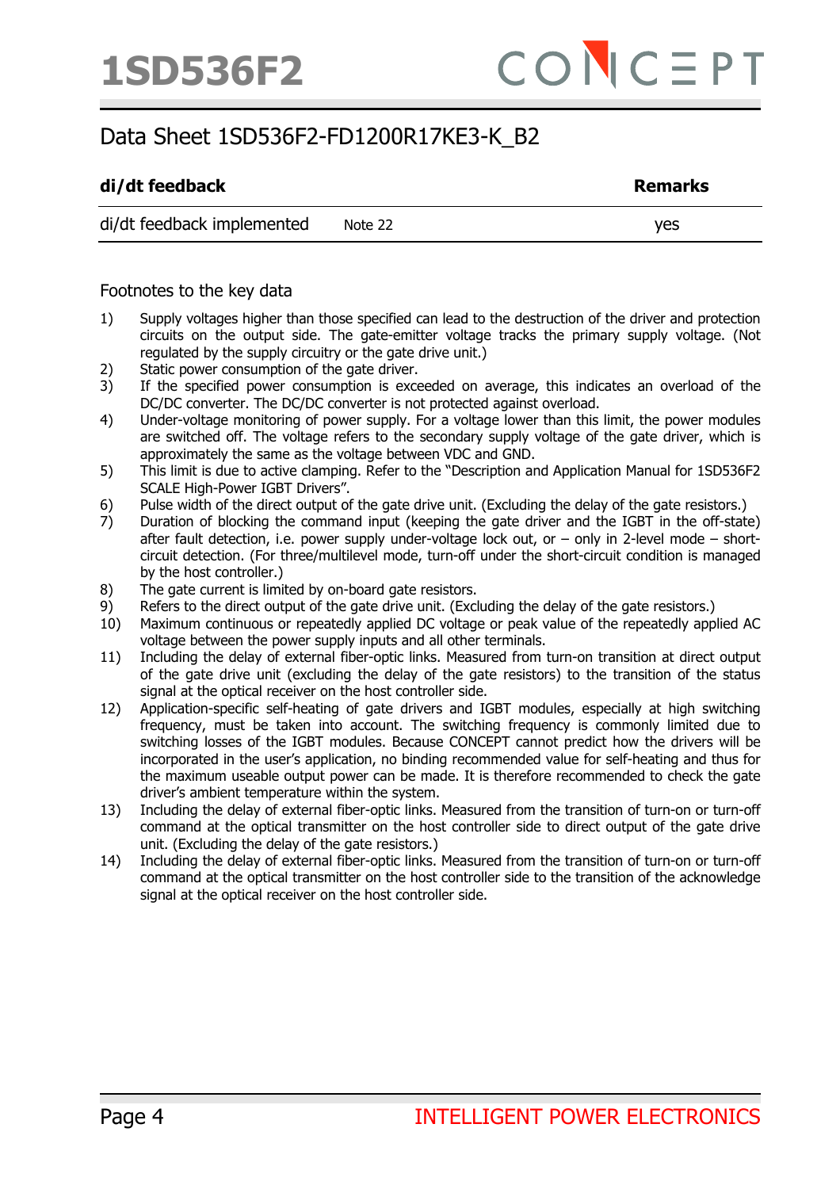## Data Sheet 1SD536F2-FD1200R17KE3-K_B2

| di/dt feedback | | Remarks |
|---|---|---|
| di/dt feedback implemented | Note 22 | yes |

### Footnotes to the key data

1) Supply voltages higher than those specified can lead to the destruction of the driver and protection circuits on the output side. The gate-emitter voltage tracks the primary supply voltage. (Not regulated by the supply circuitry or the gate drive unit.)
2) Static power consumption of the gate driver.
3) If the specified power consumption is exceeded on average, this indicates an overload of the DC/DC converter. The DC/DC converter is not protected against overload.
4) Under-voltage monitoring of power supply. For a voltage lower than this limit, the power modules are switched off. The voltage refers to the secondary supply voltage of the gate driver, which is approximately the same as the voltage between VDC and GND.
5) This limit is due to active clamping. Refer to the "Description and Application Manual for 1SD536F2 SCALE High-Power IGBT Drivers".
6) Pulse width of the direct output of the gate drive unit. (Excluding the delay of the gate resistors.)
7) Duration of blocking the command input (keeping the gate driver and the IGBT in the off-state) after fault detection, i.e. power supply under-voltage lock out, or – only in 2-level mode – short-circuit detection. (For three/multilevel mode, turn-off under the short-circuit condition is managed by the host controller.)
8) The gate current is limited by on-board gate resistors.
9) Refers to the direct output of the gate drive unit. (Excluding the delay of the gate resistors.)
10) Maximum continuous or repeatedly applied DC voltage or peak value of the repeatedly applied AC voltage between the power supply inputs and all other terminals.
11) Including the delay of external fiber-optic links. Measured from turn-on transition at direct output of the gate drive unit (excluding the delay of the gate resistors) to the transition of the status signal at the optical receiver on the host controller side.
12) Application-specific self-heating of gate drivers and IGBT modules, especially at high switching frequency, must be taken into account. The switching frequency is commonly limited due to switching losses of the IGBT modules. Because CONCEPT cannot predict how the drivers will be incorporated in the user's application, no binding recommended value for self-heating and thus for the maximum useable output power can be made. It is therefore recommended to check the gate driver's ambient temperature within the system.
13) Including the delay of external fiber-optic links. Measured from the transition of turn-on or turn-off command at the optical transmitter on the host controller side to direct output of the gate drive unit. (Excluding the delay of the gate resistors.)
14) Including the delay of external fiber-optic links. Measured from the transition of turn-on or turn-off command at the optical transmitter on the host controller side to the transition of the acknowledge signal at the optical receiver on the host controller side.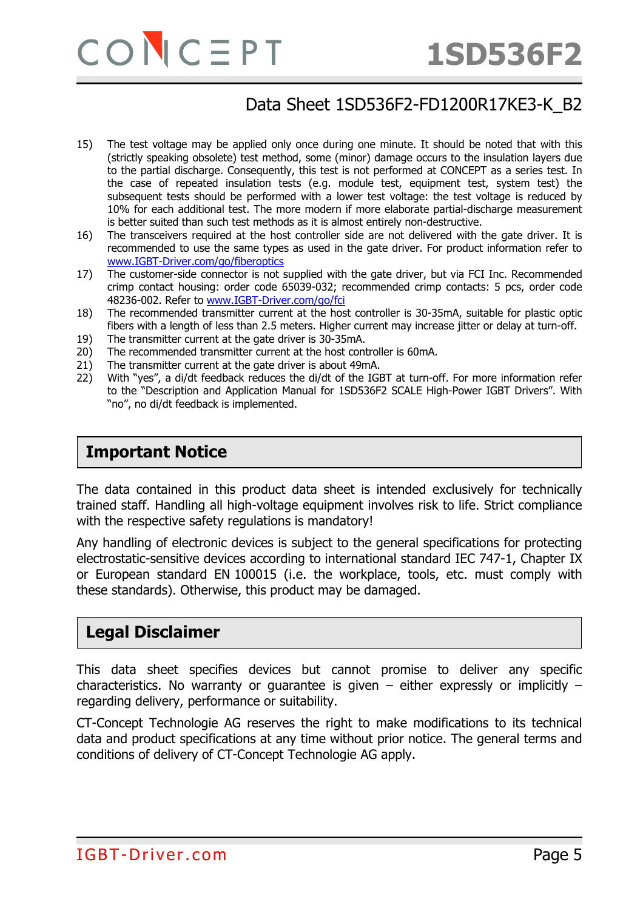15) The test voltage may be applied only once during one minute. It should be noted that with this (strictly speaking obsolete) test method, some (minor) damage occurs to the insulation layers due to the partial discharge. Consequently, this test is not performed at CONCEPT as a series test. In the case of repeated insulation tests (e.g. module test, equipment test, system test) the subsequent tests should be performed with a lower test voltage: the test voltage is reduced by 10% for each additional test. The more modern if more elaborate partial-discharge measurement is better suited than such test methods as it is almost entirely non-destructive.
16) The transceivers required at the host controller side are not delivered with the gate driver. It is recommended to use the same types as used in the gate driver. For product information refer to www.IGBT-Driver.com/go/fiberoptics
17) The customer-side connector is not supplied with the gate driver, but via FCI Inc. Recommended crimp contact housing: order code 65039-032; recommended crimp contacts: 5 pcs, order code 48236-002. Refer to www.IGBT-Driver.com/go/fci
18) The recommended transmitter current at the host controller is 30-35mA, suitable for plastic optic fibers with a length of less than 2.5 meters. Higher current may increase jitter or delay at turn-off.
19) The transmitter current at the gate driver is 30-35mA.
20) The recommended transmitter current at the host controller is 60mA.
21) The transmitter current at the gate driver is about 49mA.
22) With "yes", a di/dt feedback reduces the di/dt of the IGBT at turn-off. For more information refer to the "Description and Application Manual for 1SD536F2 SCALE High-Power IGBT Drivers". With "no", no di/dt feedback is implemented.

## Important Notice

The data contained in this product data sheet is intended exclusively for technically trained staff. Handling all high-voltage equipment involves risk to life. Strict compliance with the respective safety regulations is mandatory!

Any handling of electronic devices is subject to the general specifications for protecting electrostatic-sensitive devices according to international standard IEC 747-1, Chapter IX or European standard EN 100015 (i.e. the workplace, tools, etc. must comply with these standards). Otherwise, this product may be damaged.

## Legal Disclaimer

This data sheet specifies devices but cannot promise to deliver any specific characteristics. No warranty or guarantee is given – either expressly or implicitly – regarding delivery, performance or suitability.

CT-Concept Technologie AG reserves the right to make modifications to its technical data and product specifications at any time without prior notice. The general terms and conditions of delivery of CT-Concept Technologie AG apply.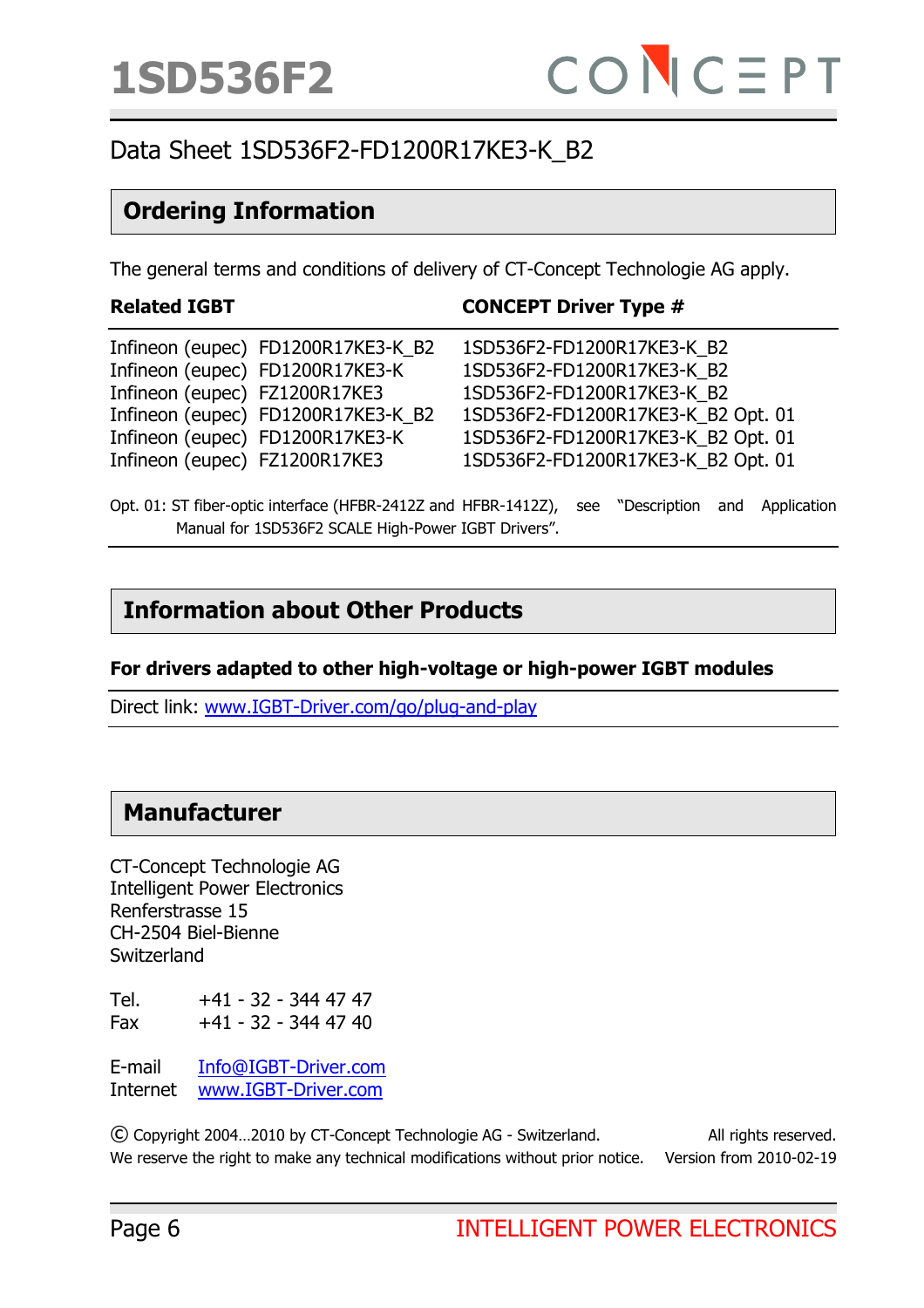# 1SD536F2

## Data Sheet 1SD536F2-FD1200R17KE3-K_B2

### Ordering Information

The general terms and conditions of delivery of CT-Concept Technologie AG apply.

| Related IGBT | CONCEPT Driver Type # |
|---|---|
| Infineon (eupec) FD1200R17KE3-K_B2 | 1SD536F2-FD1200R17KE3-K_B2 |
| Infineon (eupec) FD1200R17KE3-K | 1SD536F2-FD1200R17KE3-K_B2 |
| Infineon (eupec) FZ1200R17KE3 | 1SD536F2-FD1200R17KE3-K_B2 |
| Infineon (eupec) FD1200R17KE3-K_B2 | 1SD536F2-FD1200R17KE3-K_B2 Opt. 01 |
| Infineon (eupec) FD1200R17KE3-K | 1SD536F2-FD1200R17KE3-K_B2 Opt. 01 |
| Infineon (eupec) FZ1200R17KE3 | 1SD536F2-FD1200R17KE3-K_B2 Opt. 01 |

Opt. 01: ST fiber-optic interface (HFBR-2412Z and HFBR-1412Z), see "Description and Application Manual for 1SD536F2 SCALE High-Power IGBT Drivers".

### Information about Other Products

**For drivers adapted to other high-voltage or high-power IGBT modules**

Direct link: www.IGBT-Driver.com/go/plug-and-play

### Manufacturer

CT-Concept Technologie AG
Intelligent Power Electronics
Renferstrasse 15
CH-2504 Biel-Bienne
Switzerland

Tel. +41 - 32 - 344 47 47
Fax +41 - 32 - 344 47 40

E-mail Info@IGBT-Driver.com
Internet www.IGBT-Driver.com

© Copyright 2004…2010 by CT-Concept Technologie AG - Switzerland. All rights reserved.
We reserve the right to make any technical modifications without prior notice. Version from 2010-02-19